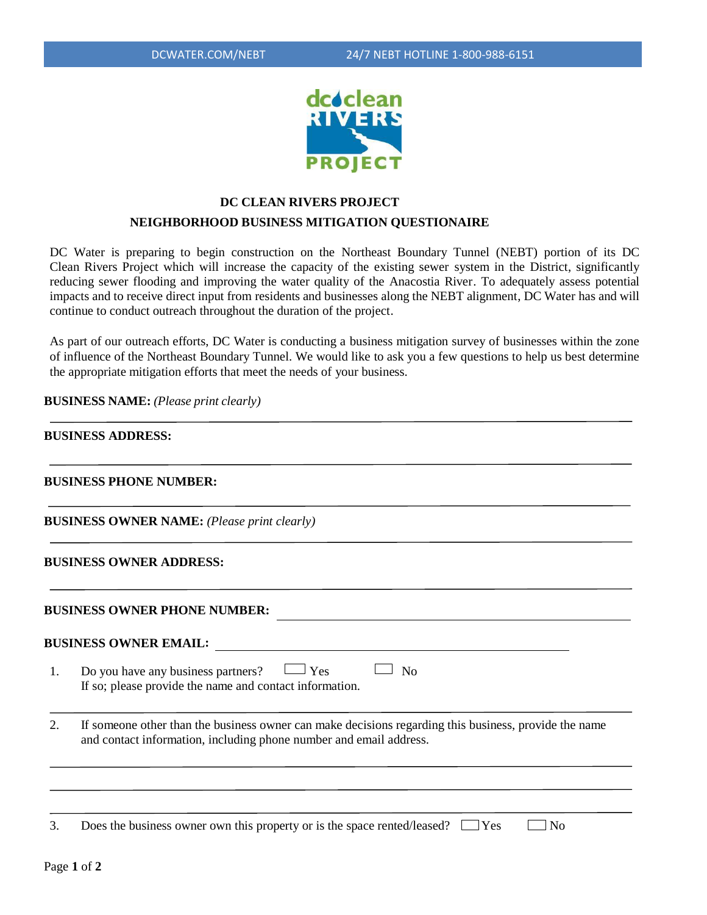DCWATER.COM/NEBT 24/7 NEBT HOTLINE 1-800-988-6151

# DC CLEAN RIVERS PROJECT

## NEIGHBORHOOD BUSINESS MITIGATION QUESTIONAIRE

DC Water is preparing to begin construction on the Northeast Boundary Tunnel (NEBT) portion of its DC Clean Rivers Project which will increase the capacity of the existing sewer system in the District, significantly reducing sewer flooding and improving the water quality of the Anacostia River. To adequately assess potential impacts and to receive direct input from residents and businesses along the NEBT alignment, DC Water has and will continue to conduct outreach throughout the duration of the project.

As part of our outreach efforts, DC Water is conducting a business mitigation survey of businesses within the zone of influence of the Northeast Boundary Tunnel. We would like to ask you a few questions to help us best determine the appropriate mitigation efforts that meet the needs of your business.

**BUSINESS NAME:** *(Please print clearly)*

______________________________________________________________________________

**BUSINESS ADDRESS:**

______________________________________________________________________________

**BUSINESS PHONE NUMBER:**

______________________________________________________________________________

**BUSINESS OWNER NAME:** *(Please print clearly)*

______________________________________________________________________________

**BUSINESS OWNER ADDRESS:**

______________________________________________________________________________

**BUSINESS OWNER PHONE NUMBER:** ____________________________________________

**BUSINESS OWNER EMAIL:** __________________________________________________

1. Do you have any business partners? ☐ Yes ☐ No
   If so; please provide the name and contact information.

______________________________________________________________________________

2. If someone other than the business owner can make decisions regarding this business, provide the name and contact information, including phone number and email address.

______________________________________________________________________________

______________________________________________________________________________

______________________________________________________________________________

3. Does the business owner own this property or is the space rented/leased? ☐ Yes ☐ No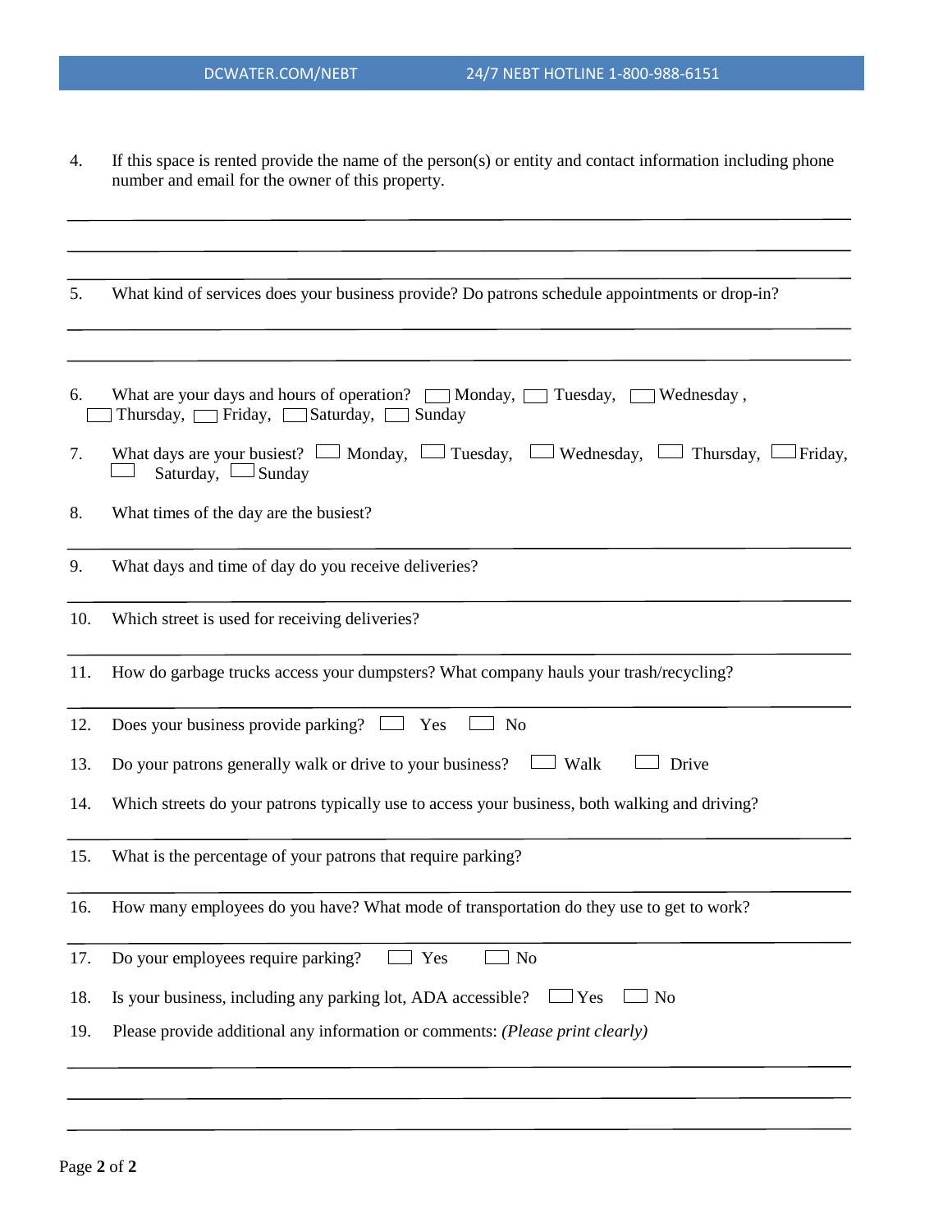4. If this space is rented provide the name of the person(s) or entity and contact information including phone number and email for the owner of this property.

___

___

___

5. What kind of services does your business provide? Do patrons schedule appointments or drop-in?

___

___

6. What are your days and hours of operation? ☐ Monday, ☐ Tuesday, ☐ Wednesday , ☐ Thursday, ☐ Friday, ☐ Saturday, ☐ Sunday

7. What days are your busiest? ☐ Monday, ☐ Tuesday, ☐ Wednesday, ☐ Thursday, ☐ Friday, ☐ Saturday, ☐ Sunday

8. What times of the day are the busiest?

___

9. What days and time of day do you receive deliveries?

___

10. Which street is used for receiving deliveries?

___

11. How do garbage trucks access your dumpsters? What company hauls your trash/recycling?

___

12. Does your business provide parking? ☐ Yes ☐ No

13. Do your patrons generally walk or drive to your business? ☐ Walk ☐ Drive

14. Which streets do your patrons typically use to access your business, both walking and driving?

___

15. What is the percentage of your patrons that require parking?

___

16. How many employees do you have? What mode of transportation do they use to get to work?

___

17. Do your employees require parking? ☐ Yes ☐ No

18. Is your business, including any parking lot, ADA accessible? ☐ Yes ☐ No

19. Please provide additional any information or comments: *(Please print clearly)*

___

___

___